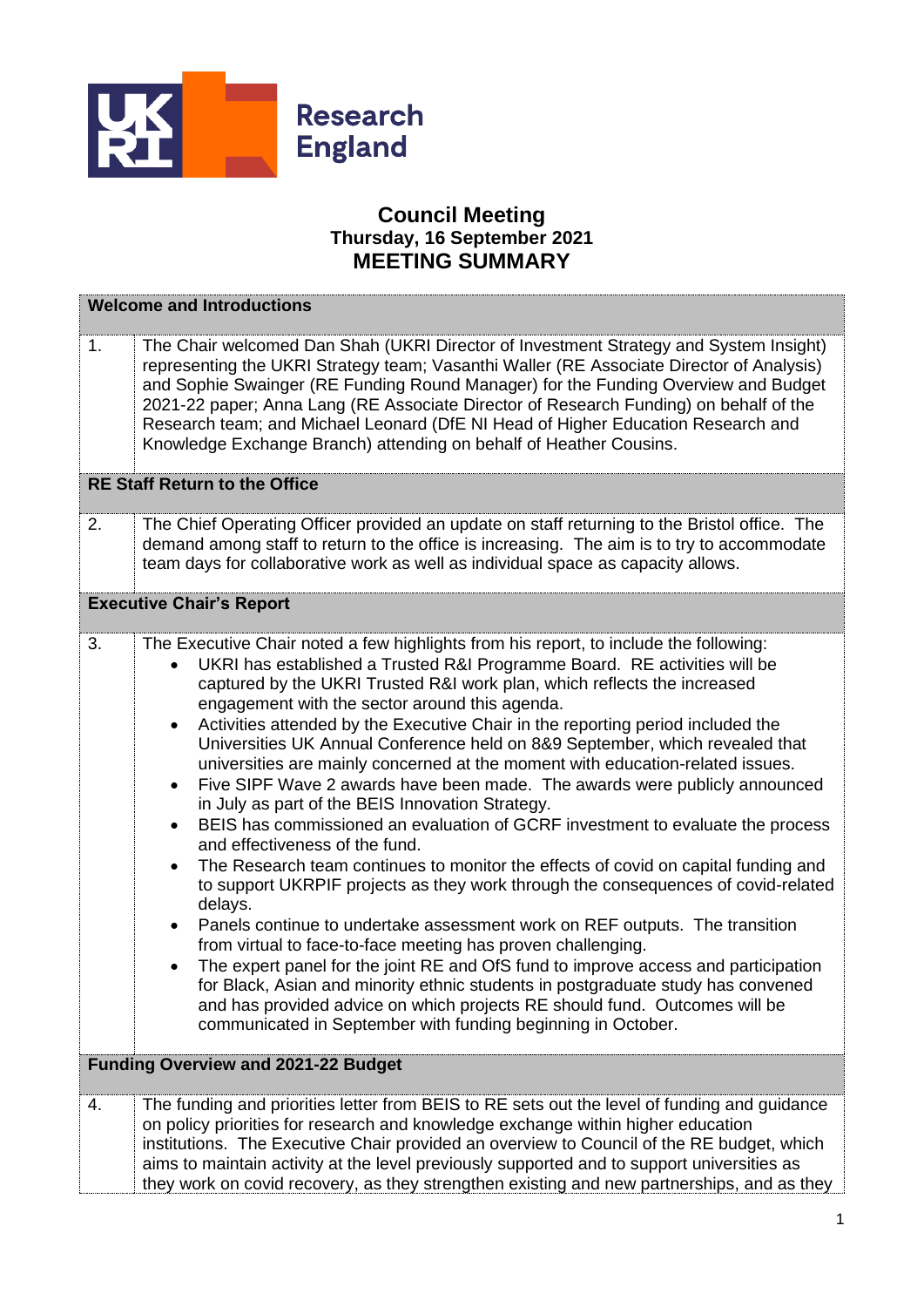Research England

# Council Meeting

**Thursday, 16 September 2021**

## MEETING SUMMARY

### Welcome and Introductions

1. The Chair welcomed Dan Shah (UKRI Director of Investment Strategy and System Insight) representing the UKRI Strategy team; Vasanthi Waller (RE Associate Director of Analysis) and Sophie Swainger (RE Funding Round Manager) for the Funding Overview and Budget 2021-22 paper; Anna Lang (RE Associate Director of Research Funding) on behalf of the Research team; and Michael Leonard (DfE NI Head of Higher Education Research and Knowledge Exchange Branch) attending on behalf of Heather Cousins.

### RE Staff Return to the Office

2. The Chief Operating Officer provided an update on staff returning to the Bristol office. The demand among staff to return to the office is increasing. The aim is to try to accommodate team days for collaborative work as well as individual space as capacity allows.

### Executive Chair's Report

3. The Executive Chair noted a few highlights from his report, to include the following:
   - UKRI has established a Trusted R&I Programme Board. RE activities will be captured by the UKRI Trusted R&I work plan, which reflects the increased engagement with the sector around this agenda.
   - Activities attended by the Executive Chair in the reporting period included the Universities UK Annual Conference held on 8&9 September, which revealed that universities are mainly concerned at the moment with education-related issues.
   - Five SIPF Wave 2 awards have been made. The awards were publicly announced in July as part of the BEIS Innovation Strategy.
   - BEIS has commissioned an evaluation of GCRF investment to evaluate the process and effectiveness of the fund.
   - The Research team continues to monitor the effects of covid on capital funding and to support UKRPIF projects as they work through the consequences of covid-related delays.
   - Panels continue to undertake assessment work on REF outputs. The transition from virtual to face-to-face meeting has proven challenging.
   - The expert panel for the joint RE and OfS fund to improve access and participation for Black, Asian and minority ethnic students in postgraduate study has convened and has provided advice on which projects RE should fund. Outcomes will be communicated in September with funding beginning in October.

### Funding Overview and 2021-22 Budget

4. The funding and priorities letter from BEIS to RE sets out the level of funding and guidance on policy priorities for research and knowledge exchange within higher education institutions. The Executive Chair provided an overview to Council of the RE budget, which aims to maintain activity at the level previously supported and to support universities as they work on covid recovery, as they strengthen existing and new partnerships, and as they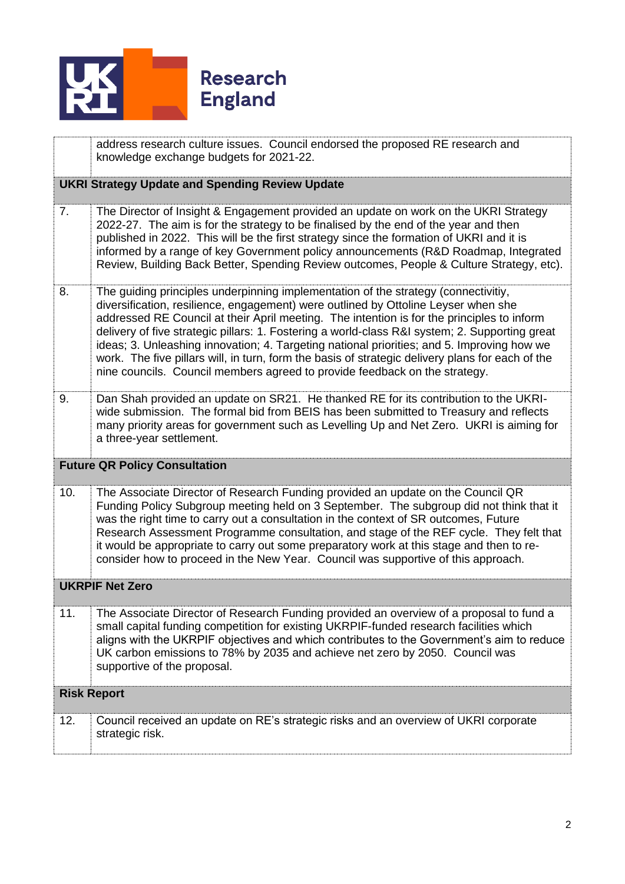| | |
|---|---|
| | address research culture issues. Council endorsed the proposed RE research and knowledge exchange budgets for 2021-22. |
| **UKRI Strategy Update and Spending Review Update** | |
| 7. | The Director of Insight & Engagement provided an update on work on the UKRI Strategy 2022-27. The aim is for the strategy to be finalised by the end of the year and then published in 2022. This will be the first strategy since the formation of UKRI and it is informed by a range of key Government policy announcements (R&D Roadmap, Integrated Review, Building Back Better, Spending Review outcomes, People & Culture Strategy, etc). |
| 8. | The guiding principles underpinning implementation of the strategy (connectivitiy, diversification, resilience, engagement) were outlined by Ottoline Leyser when she addressed RE Council at their April meeting. The intention is for the principles to inform delivery of five strategic pillars: 1. Fostering a world-class R&I system; 2. Supporting great ideas; 3. Unleashing innovation; 4. Targeting national priorities; and 5. Improving how we work. The five pillars will, in turn, form the basis of strategic delivery plans for each of the nine councils. Council members agreed to provide feedback on the strategy. |
| 9. | Dan Shah provided an update on SR21. He thanked RE for its contribution to the UKRI-wide submission. The formal bid from BEIS has been submitted to Treasury and reflects many priority areas for government such as Levelling Up and Net Zero. UKRI is aiming for a three-year settlement. |
| **Future QR Policy Consultation** | |
| 10. | The Associate Director of Research Funding provided an update on the Council QR Funding Policy Subgroup meeting held on 3 September. The subgroup did not think that it was the right time to carry out a consultation in the context of SR outcomes, Future Research Assessment Programme consultation, and stage of the REF cycle. They felt that it would be appropriate to carry out some preparatory work at this stage and then to re-consider how to proceed in the New Year. Council was supportive of this approach. |
| **UKRPIF Net Zero** | |
| 11. | The Associate Director of Research Funding provided an overview of a proposal to fund a small capital funding competition for existing UKRPIF-funded research facilities which aligns with the UKRPIF objectives and which contributes to the Government's aim to reduce UK carbon emissions to 78% by 2035 and achieve net zero by 2050. Council was supportive of the proposal. |
| **Risk Report** | |
| 12. | Council received an update on RE's strategic risks and an overview of UKRI corporate strategic risk. |